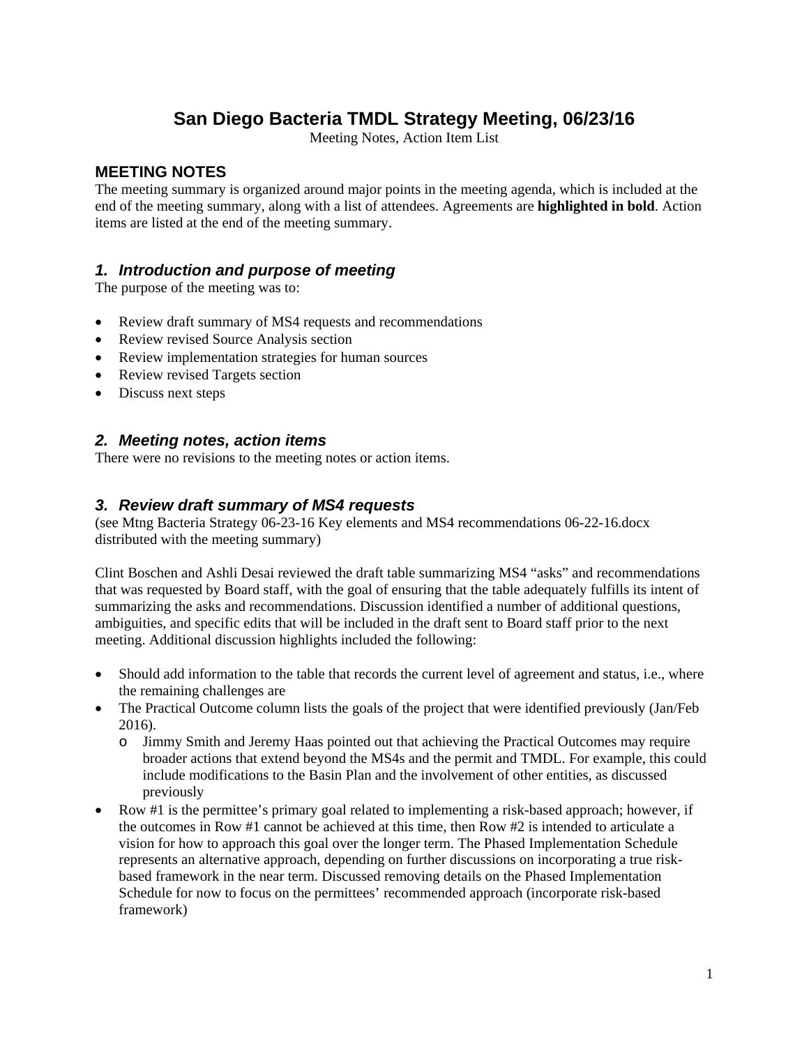# San Diego Bacteria TMDL Strategy Meeting, 06/23/16

Meeting Notes, Action Item List

## MEETING NOTES

The meeting summary is organized around major points in the meeting agenda, which is included at the end of the meeting summary, along with a list of attendees. Agreements are **highlighted in bold**. Action items are listed at the end of the meeting summary.

### *1. Introduction and purpose of meeting*

The purpose of the meeting was to:

- Review draft summary of MS4 requests and recommendations
- Review revised Source Analysis section
- Review implementation strategies for human sources
- Review revised Targets section
- Discuss next steps

### *2. Meeting notes, action items*

There were no revisions to the meeting notes or action items.

### *3. Review draft summary of MS4 requests*

(see Mtng Bacteria Strategy 06-23-16 Key elements and MS4 recommendations 06-22-16.docx distributed with the meeting summary)

Clint Boschen and Ashli Desai reviewed the draft table summarizing MS4 "asks" and recommendations that was requested by Board staff, with the goal of ensuring that the table adequately fulfills its intent of summarizing the asks and recommendations. Discussion identified a number of additional questions, ambiguities, and specific edits that will be included in the draft sent to Board staff prior to the next meeting. Additional discussion highlights included the following:

- Should add information to the table that records the current level of agreement and status, i.e., where the remaining challenges are
- The Practical Outcome column lists the goals of the project that were identified previously (Jan/Feb 2016).
  - Jimmy Smith and Jeremy Haas pointed out that achieving the Practical Outcomes may require broader actions that extend beyond the MS4s and the permit and TMDL. For example, this could include modifications to the Basin Plan and the involvement of other entities, as discussed previously
- Row #1 is the permittee's primary goal related to implementing a risk-based approach; however, if the outcomes in Row #1 cannot be achieved at this time, then Row #2 is intended to articulate a vision for how to approach this goal over the longer term. The Phased Implementation Schedule represents an alternative approach, depending on further discussions on incorporating a true risk-based framework in the near term. Discussed removing details on the Phased Implementation Schedule for now to focus on the permittees' recommended approach (incorporate risk-based framework)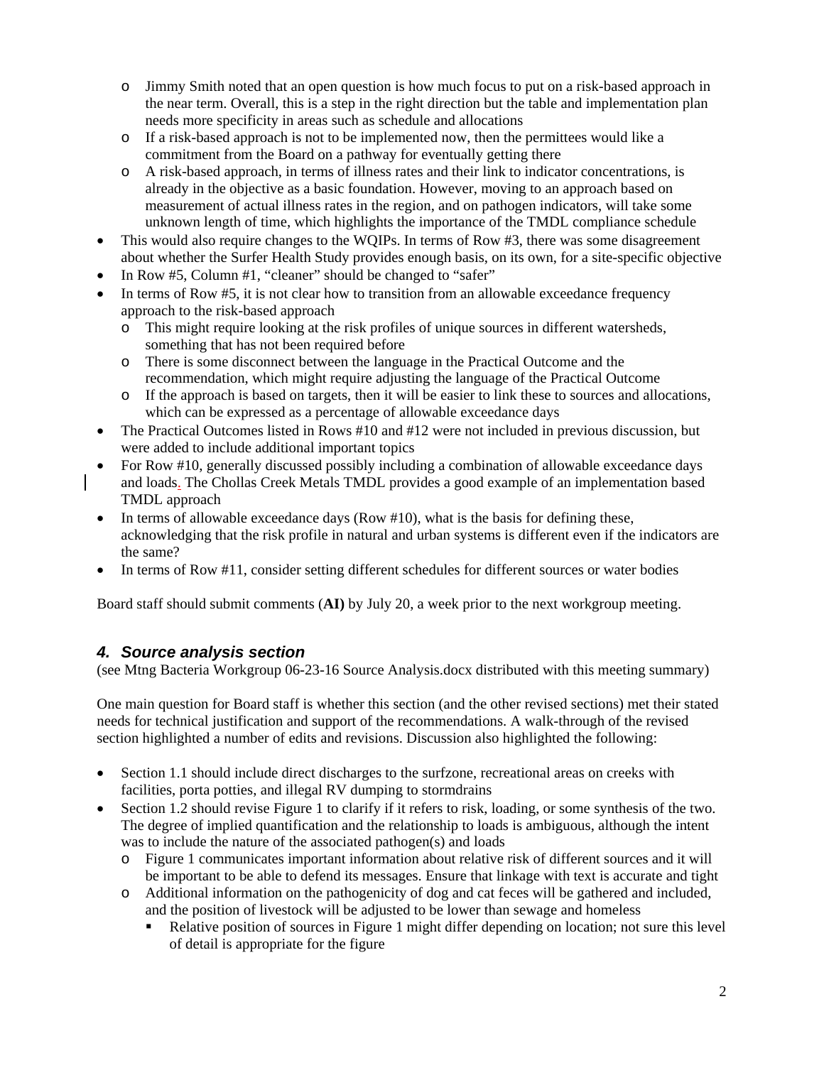- Jimmy Smith noted that an open question is how much focus to put on a risk-based approach in the near term. Overall, this is a step in the right direction but the table and implementation plan needs more specificity in areas such as schedule and allocations
  - If a risk-based approach is not to be implemented now, then the permittees would like a commitment from the Board on a pathway for eventually getting there
  - A risk-based approach, in terms of illness rates and their link to indicator concentrations, is already in the objective as a basic foundation. However, moving to an approach based on measurement of actual illness rates in the region, and on pathogen indicators, will take some unknown length of time, which highlights the importance of the TMDL compliance schedule
- This would also require changes to the WQIPs. In terms of Row #3, there was some disagreement about whether the Surfer Health Study provides enough basis, on its own, for a site-specific objective
- In Row #5, Column #1, "cleaner" should be changed to "safer"
- In terms of Row #5, it is not clear how to transition from an allowable exceedance frequency approach to the risk-based approach
  - This might require looking at the risk profiles of unique sources in different watersheds, something that has not been required before
  - There is some disconnect between the language in the Practical Outcome and the recommendation, which might require adjusting the language of the Practical Outcome
  - If the approach is based on targets, then it will be easier to link these to sources and allocations, which can be expressed as a percentage of allowable exceedance days
- The Practical Outcomes listed in Rows #10 and #12 were not included in previous discussion, but were added to include additional important topics
- For Row #10, generally discussed possibly including a combination of allowable exceedance days and loads. The Chollas Creek Metals TMDL provides a good example of an implementation based TMDL approach
- In terms of allowable exceedance days (Row #10), what is the basis for defining these, acknowledging that the risk profile in natural and urban systems is different even if the indicators are the same?
- In terms of Row #11, consider setting different schedules for different sources or water bodies

Board staff should submit comments (**AI)** by July 20, a week prior to the next workgroup meeting.

## *4. Source analysis section*

(see Mtng Bacteria Workgroup 06-23-16 Source Analysis.docx distributed with this meeting summary)

One main question for Board staff is whether this section (and the other revised sections) met their stated needs for technical justification and support of the recommendations. A walk-through of the revised section highlighted a number of edits and revisions. Discussion also highlighted the following:

- Section 1.1 should include direct discharges to the surfzone, recreational areas on creeks with facilities, porta potties, and illegal RV dumping to stormdrains
- Section 1.2 should revise Figure 1 to clarify if it refers to risk, loading, or some synthesis of the two. The degree of implied quantification and the relationship to loads is ambiguous, although the intent was to include the nature of the associated pathogen(s) and loads
  - Figure 1 communicates important information about relative risk of different sources and it will be important to be able to defend its messages. Ensure that linkage with text is accurate and tight
  - Additional information on the pathogenicity of dog and cat feces will be gathered and included, and the position of livestock will be adjusted to be lower than sewage and homeless
    - Relative position of sources in Figure 1 might differ depending on location; not sure this level of detail is appropriate for the figure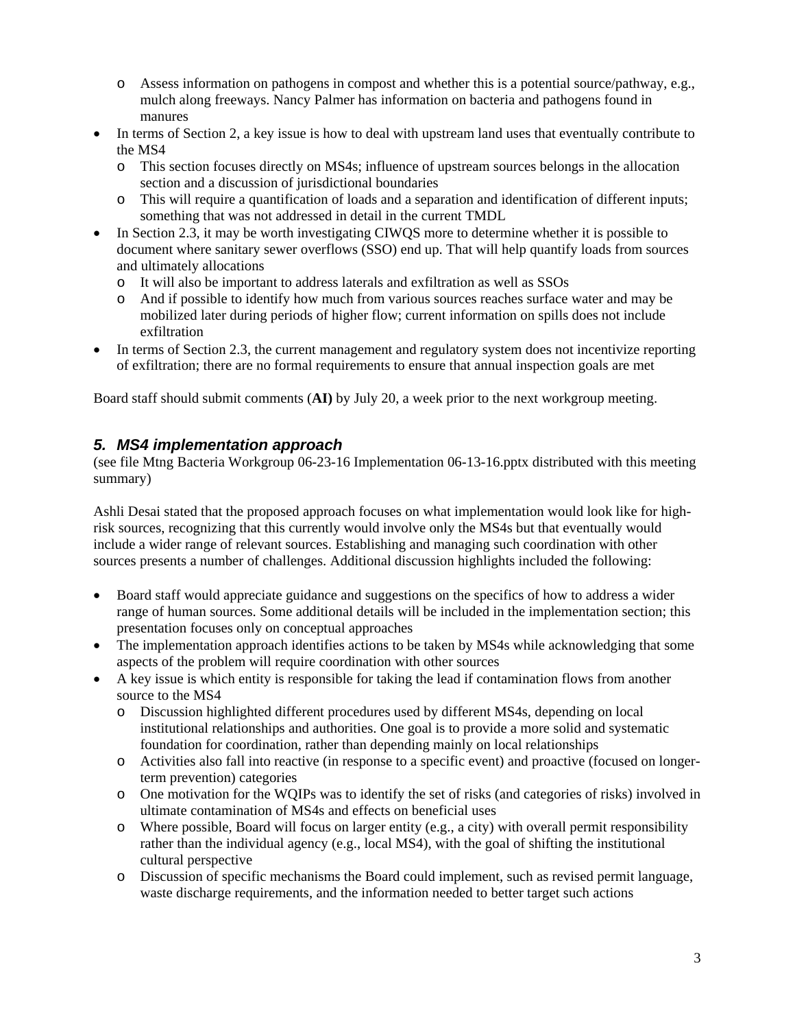- Assess information on pathogens in compost and whether this is a potential source/pathway, e.g., mulch along freeways. Nancy Palmer has information on bacteria and pathogens found in manures
- In terms of Section 2, a key issue is how to deal with upstream land uses that eventually contribute to the MS4
  - This section focuses directly on MS4s; influence of upstream sources belongs in the allocation section and a discussion of jurisdictional boundaries
  - This will require a quantification of loads and a separation and identification of different inputs; something that was not addressed in detail in the current TMDL
- In Section 2.3, it may be worth investigating CIWQS more to determine whether it is possible to document where sanitary sewer overflows (SSO) end up. That will help quantify loads from sources and ultimately allocations
  - It will also be important to address laterals and exfiltration as well as SSOs
  - And if possible to identify how much from various sources reaches surface water and may be mobilized later during periods of higher flow; current information on spills does not include exfiltration
- In terms of Section 2.3, the current management and regulatory system does not incentivize reporting of exfiltration; there are no formal requirements to ensure that annual inspection goals are met

Board staff should submit comments (**AI)** by July 20, a week prior to the next workgroup meeting.

### *5. MS4 implementation approach*

(see file Mtng Bacteria Workgroup 06-23-16 Implementation 06-13-16.pptx distributed with this meeting summary)

Ashli Desai stated that the proposed approach focuses on what implementation would look like for high-risk sources, recognizing that this currently would involve only the MS4s but that eventually would include a wider range of relevant sources. Establishing and managing such coordination with other sources presents a number of challenges. Additional discussion highlights included the following:

- Board staff would appreciate guidance and suggestions on the specifics of how to address a wider range of human sources. Some additional details will be included in the implementation section; this presentation focuses only on conceptual approaches
- The implementation approach identifies actions to be taken by MS4s while acknowledging that some aspects of the problem will require coordination with other sources
- A key issue is which entity is responsible for taking the lead if contamination flows from another source to the MS4
  - Discussion highlighted different procedures used by different MS4s, depending on local institutional relationships and authorities. One goal is to provide a more solid and systematic foundation for coordination, rather than depending mainly on local relationships
  - Activities also fall into reactive (in response to a specific event) and proactive (focused on longer-term prevention) categories
  - One motivation for the WQIPs was to identify the set of risks (and categories of risks) involved in ultimate contamination of MS4s and effects on beneficial uses
  - Where possible, Board will focus on larger entity (e.g., a city) with overall permit responsibility rather than the individual agency (e.g., local MS4), with the goal of shifting the institutional cultural perspective
  - Discussion of specific mechanisms the Board could implement, such as revised permit language, waste discharge requirements, and the information needed to better target such actions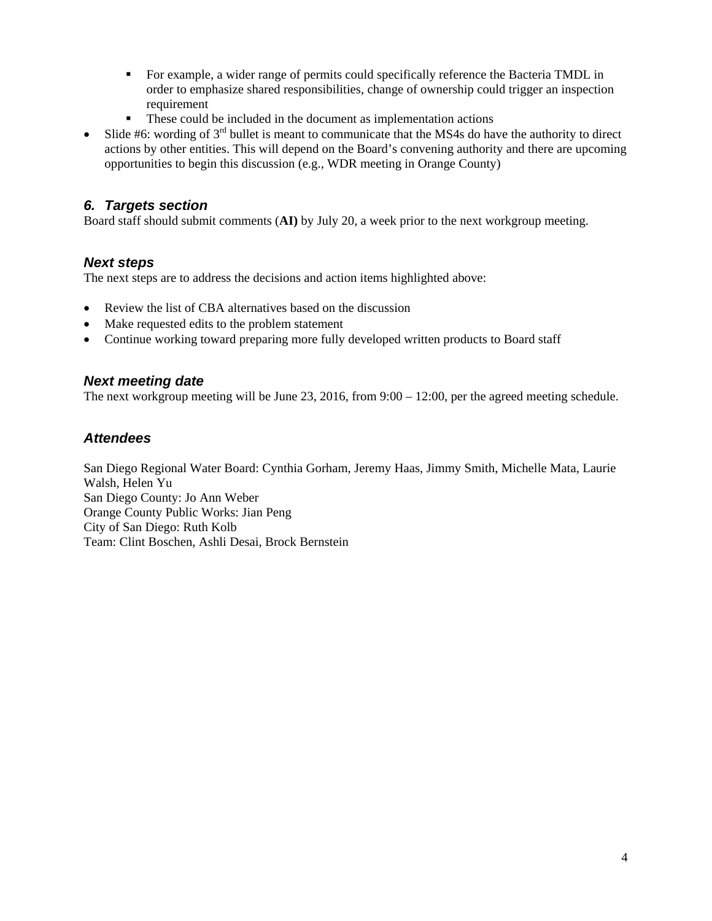- For example, a wider range of permits could specifically reference the Bacteria TMDL in order to emphasize shared responsibilities, change of ownership could trigger an inspection requirement
    - These could be included in the document as implementation actions
- Slide #6: wording of 3rd bullet is meant to communicate that the MS4s do have the authority to direct actions by other entities. This will depend on the Board's convening authority and there are upcoming opportunities to begin this discussion (e.g., WDR meeting in Orange County)

### *6. Targets section*

Board staff should submit comments (**AI)** by July 20, a week prior to the next workgroup meeting.

### *Next steps*

The next steps are to address the decisions and action items highlighted above:

- Review the list of CBA alternatives based on the discussion
- Make requested edits to the problem statement
- Continue working toward preparing more fully developed written products to Board staff

### *Next meeting date*

The next workgroup meeting will be June 23, 2016, from 9:00 – 12:00, per the agreed meeting schedule.

### *Attendees*

San Diego Regional Water Board: Cynthia Gorham, Jeremy Haas, Jimmy Smith, Michelle Mata, Laurie Walsh, Helen Yu
San Diego County: Jo Ann Weber
Orange County Public Works: Jian Peng
City of San Diego: Ruth Kolb
Team: Clint Boschen, Ashli Desai, Brock Bernstein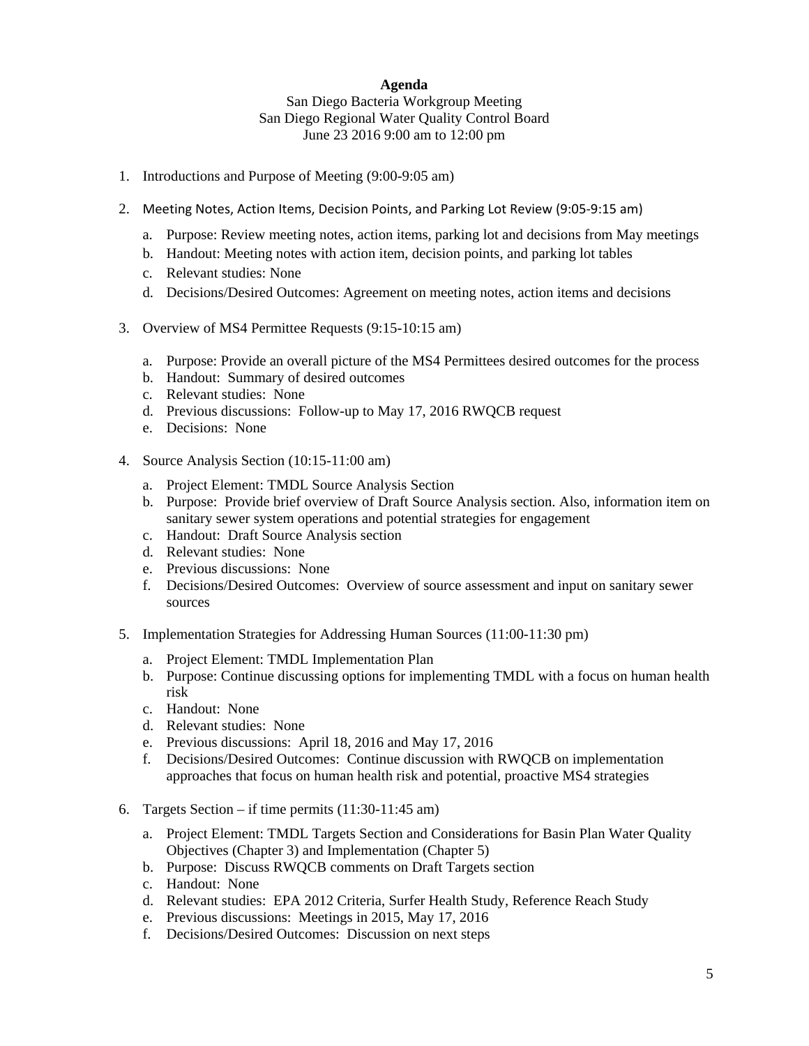**Agenda**

San Diego Bacteria Workgroup Meeting
San Diego Regional Water Quality Control Board
June 23 2016 9:00 am to 12:00 pm

1. Introductions and Purpose of Meeting (9:00-9:05 am)
2. Meeting Notes, Action Items, Decision Points, and Parking Lot Review (9:05-9:15 am)
   a. Purpose: Review meeting notes, action items, parking lot and decisions from May meetings
   b. Handout: Meeting notes with action item, decision points, and parking lot tables
   c. Relevant studies: None
   d. Decisions/Desired Outcomes: Agreement on meeting notes, action items and decisions
3. Overview of MS4 Permittee Requests (9:15-10:15 am)
   a. Purpose: Provide an overall picture of the MS4 Permittees desired outcomes for the process
   b. Handout: Summary of desired outcomes
   c. Relevant studies: None
   d. Previous discussions: Follow-up to May 17, 2016 RWQCB request
   e. Decisions: None
4. Source Analysis Section (10:15-11:00 am)
   a. Project Element: TMDL Source Analysis Section
   b. Purpose: Provide brief overview of Draft Source Analysis section. Also, information item on sanitary sewer system operations and potential strategies for engagement
   c. Handout: Draft Source Analysis section
   d. Relevant studies: None
   e. Previous discussions: None
   f. Decisions/Desired Outcomes: Overview of source assessment and input on sanitary sewer sources
5. Implementation Strategies for Addressing Human Sources (11:00-11:30 pm)
   a. Project Element: TMDL Implementation Plan
   b. Purpose: Continue discussing options for implementing TMDL with a focus on human health risk
   c. Handout: None
   d. Relevant studies: None
   e. Previous discussions: April 18, 2016 and May 17, 2016
   f. Decisions/Desired Outcomes: Continue discussion with RWQCB on implementation approaches that focus on human health risk and potential, proactive MS4 strategies
6. Targets Section – if time permits (11:30-11:45 am)
   a. Project Element: TMDL Targets Section and Considerations for Basin Plan Water Quality Objectives (Chapter 3) and Implementation (Chapter 5)
   b. Purpose: Discuss RWQCB comments on Draft Targets section
   c. Handout: None
   d. Relevant studies: EPA 2012 Criteria, Surfer Health Study, Reference Reach Study
   e. Previous discussions: Meetings in 2015, May 17, 2016
   f. Decisions/Desired Outcomes: Discussion on next steps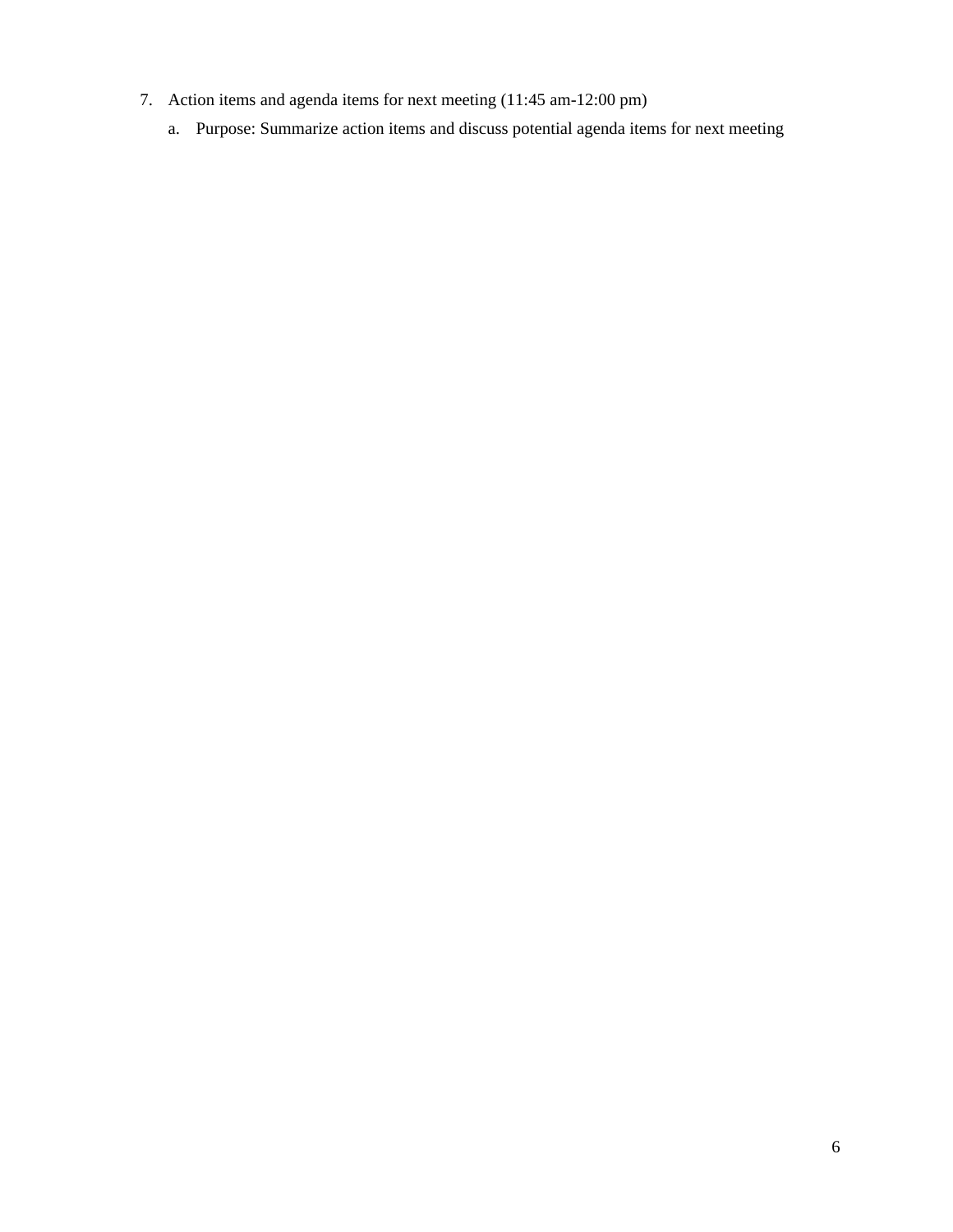7. Action items and agenda items for next meeting (11:45 am-12:00 pm)
    a. Purpose: Summarize action items and discuss potential agenda items for next meeting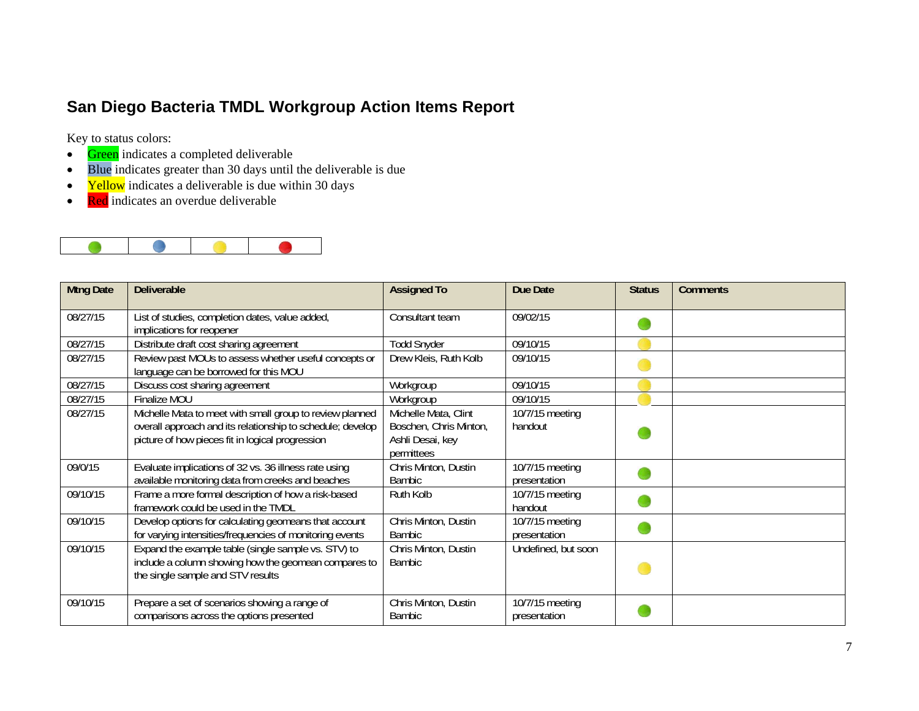## San Diego Bacteria TMDL Workgroup Action Items Report

Key to status colors:

- Green indicates a completed deliverable
- Blue indicates greater than 30 days until the deliverable is due
- Yellow indicates a deliverable is due within 30 days
- Red indicates an overdue deliverable

| Mtng Date | Deliverable | Assigned To | Due Date | Status | Comments |
|---|---|---|---|---|---|
| 08/27/15 | List of studies, completion dates, value added, implications for reopener | Consultant team | 09/02/15 | Green | |
| 08/27/15 | Distribute draft cost sharing agreement | Todd Snyder | 09/10/15 | Yellow | |
| 08/27/15 | Review past MOUs to assess whether useful concepts or language can be borrowed for this MOU | Drew Kleis, Ruth Kolb | 09/10/15 | Yellow | |
| 08/27/15 | Discuss cost sharing agreement | Workgroup | 09/10/15 | Yellow | |
| 08/27/15 | Finalize MOU | Workgroup | 09/10/15 | Yellow | |
| 08/27/15 | Michelle Mata to meet with small group to review planned overall approach and its relationship to schedule; develop picture of how pieces fit in logical progression | Michelle Mata, Clint Boschen, Chris Minton, Ashli Desai, key permittees | 10/7/15 meeting handout | Green | |
| 09/0/15 | Evaluate implications of 32 vs. 36 illness rate using available monitoring data from creeks and beaches | Chris Minton, Dustin Bambic | 10/7/15 meeting presentation | Green | |
| 09/10/15 | Frame a more formal description of how a risk-based framework could be used in the TMDL | Ruth Kolb | 10/7/15 meeting handout | Green | |
| 09/10/15 | Develop options for calculating geomeans that account for varying intensities/frequencies of monitoring events | Chris Minton, Dustin Bambic | 10/7/15 meeting presentation | Green | |
| 09/10/15 | Expand the example table (single sample vs. STV) to include a column showing how the geomean compares to the single sample and STV results | Chris Minton, Dustin Bambic | Undefined, but soon | Yellow | |
| 09/10/15 | Prepare a set of scenarios showing a range of comparisons across the options presented | Chris Minton, Dustin Bambic | 10/7/15 meeting presentation | Green | |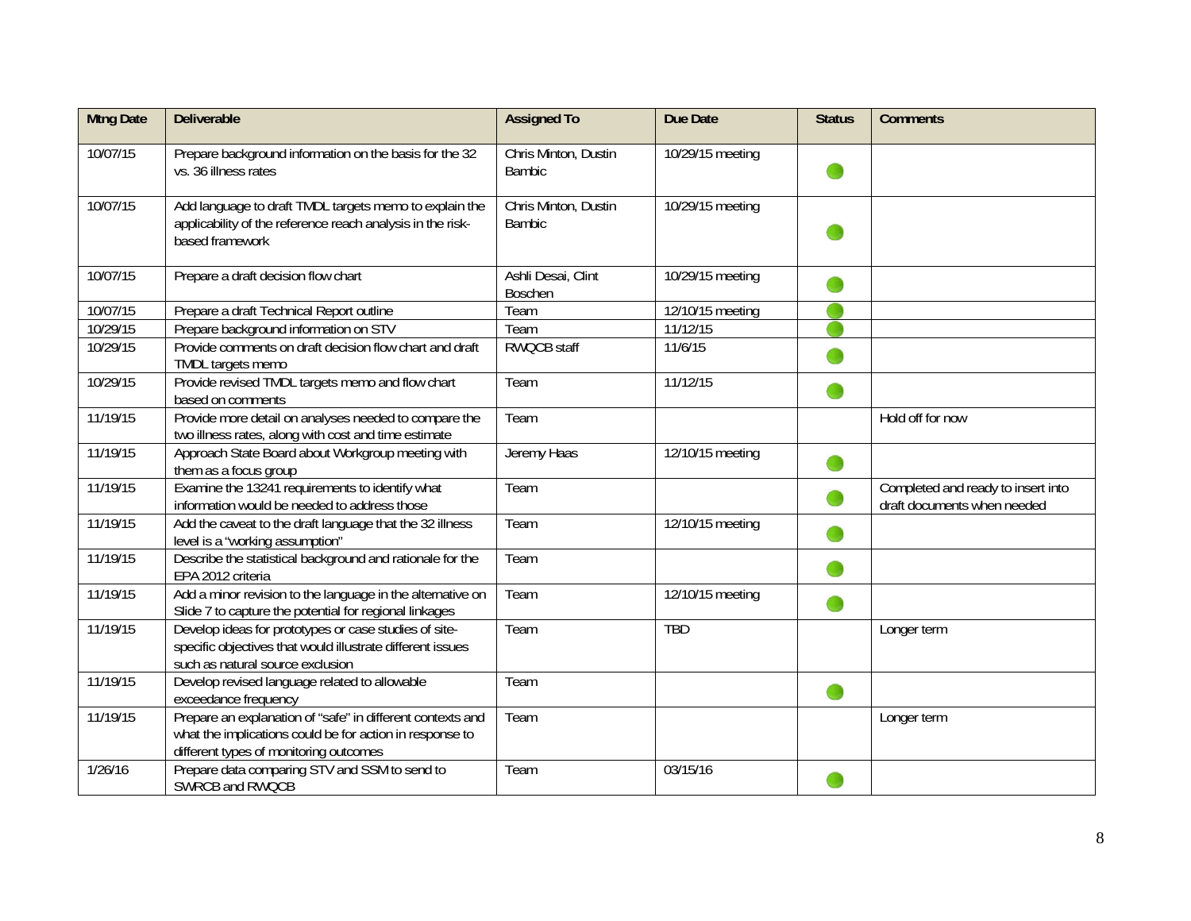| Mtng Date | Deliverable | Assigned To | Due Date | Status | Comments |
|---|---|---|---|---|---|
| 10/07/15 | Prepare background information on the basis for the 32 vs. 36 illness rates | Chris Minton, Dustin Bambic | 10/29/15 meeting | ● | |
| 10/07/15 | Add language to draft TMDL targets memo to explain the applicability of the reference reach analysis in the risk-based framework | Chris Minton, Dustin Bambic | 10/29/15 meeting | ● | |
| 10/07/15 | Prepare a draft decision flow chart | Ashli Desai, Clint Boschen | 10/29/15 meeting | ● | |
| 10/07/15 | Prepare a draft Technical Report outline | Team | 12/10/15 meeting | ● | |
| 10/29/15 | Prepare background information on STV | Team | 11/12/15 | ● | |
| 10/29/15 | Provide comments on draft decision flow chart and draft TMDL targets memo | RWQCB staff | 11/6/15 | ● | |
| 10/29/15 | Provide revised TMDL targets memo and flow chart based on comments | Team | 11/12/15 | ● | |
| 11/19/15 | Provide more detail on analyses needed to compare the two illness rates, along with cost and time estimate | Team | | | Hold off for now |
| 11/19/15 | Approach State Board about Workgroup meeting with them as a focus group | Jeremy Haas | 12/10/15 meeting | ● | |
| 11/19/15 | Examine the 13241 requirements to identify what information would be needed to address those | Team | | ● | Completed and ready to insert into draft documents when needed |
| 11/19/15 | Add the caveat to the draft language that the 32 illness level is a "working assumption" | Team | 12/10/15 meeting | ● | |
| 11/19/15 | Describe the statistical background and rationale for the EPA 2012 criteria | Team | | ● | |
| 11/19/15 | Add a minor revision to the language in the alternative on Slide 7 to capture the potential for regional linkages | Team | 12/10/15 meeting | ● | |
| 11/19/15 | Develop ideas for prototypes or case studies of site-specific objectives that would illustrate different issues such as natural source exclusion | Team | TBD | | Longer term |
| 11/19/15 | Develop revised language related to allowable exceedance frequency | Team | | ● | |
| 11/19/15 | Prepare an explanation of "safe" in different contexts and what the implications could be for action in response to different types of monitoring outcomes | Team | | | Longer term |
| 1/26/16 | Prepare data comparing STV and SSM to send to SWRCB and RWQCB | Team | 03/15/16 | ● | |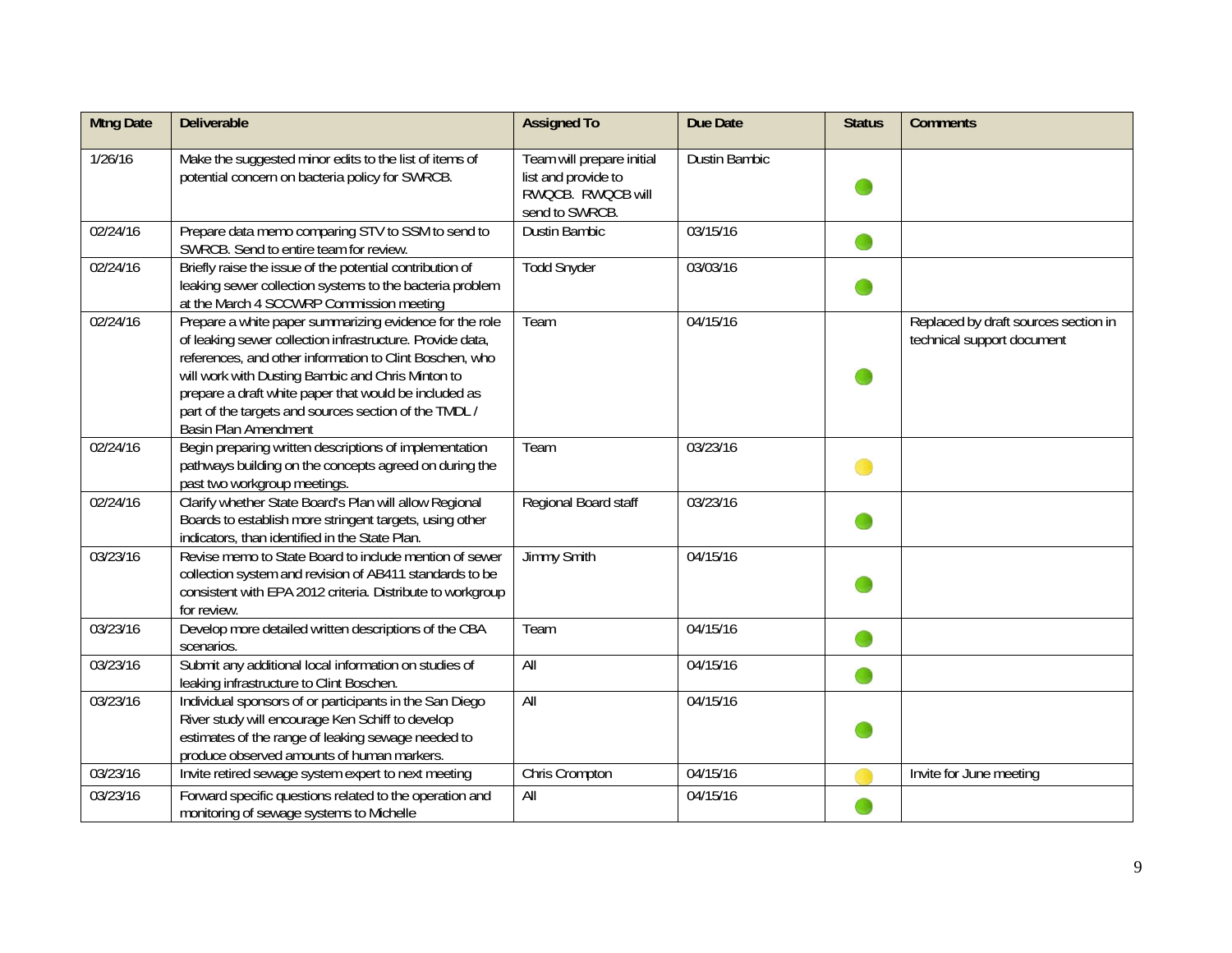| Mtng Date | Deliverable | Assigned To | Due Date | Status | Comments |
|---|---|---|---|---|---|
| 1/26/16 | Make the suggested minor edits to the list of items of potential concern on bacteria policy for SWRCB. | Team will prepare initial list and provide to RWQCB. RWQCB will send to SWRCB. | Dustin Bambic | 🟢 | |
| 02/24/16 | Prepare data memo comparing STV to SSM to send to SWRCB. Send to entire team for review. | Dustin Bambic | 03/15/16 | 🟢 | |
| 02/24/16 | Briefly raise the issue of the potential contribution of leaking sewer collection systems to the bacteria problem at the March 4 SCCWRP Commission meeting | Todd Snyder | 03/03/16 | 🟢 | |
| 02/24/16 | Prepare a white paper summarizing evidence for the role of leaking sewer collection infrastructure. Provide data, references, and other information to Clint Boschen, who will work with Dusting Bambic and Chris Minton to prepare a draft white paper that would be included as part of the targets and sources section of the TMDL / Basin Plan Amendment | Team | 04/15/16 | 🟢 | Replaced by draft sources section in technical support document |
| 02/24/16 | Begin preparing written descriptions of implementation pathways building on the concepts agreed on during the past two workgroup meetings. | Team | 03/23/16 | 🟡 | |
| 02/24/16 | Clarify whether State Board's Plan will allow Regional Boards to establish more stringent targets, using other indicators, than identified in the State Plan. | Regional Board staff | 03/23/16 | 🟢 | |
| 03/23/16 | Revise memo to State Board to include mention of sewer collection system and revision of AB411 standards to be consistent with EPA 2012 criteria. Distribute to workgroup for review. | Jimmy Smith | 04/15/16 | 🟢 | |
| 03/23/16 | Develop more detailed written descriptions of the CBA scenarios. | Team | 04/15/16 | 🟢 | |
| 03/23/16 | Submit any additional local information on studies of leaking infrastructure to Clint Boschen. | All | 04/15/16 | 🟢 | |
| 03/23/16 | Individual sponsors of or participants in the San Diego River study will encourage Ken Schiff to develop estimates of the range of leaking sewage needed to produce observed amounts of human markers. | All | 04/15/16 | 🟢 | |
| 03/23/16 | Invite retired sewage system expert to next meeting | Chris Crompton | 04/15/16 | 🟡 | Invite for June meeting |
| 03/23/16 | Forward specific questions related to the operation and monitoring of sewage systems to Michelle | All | 04/15/16 | 🟢 | |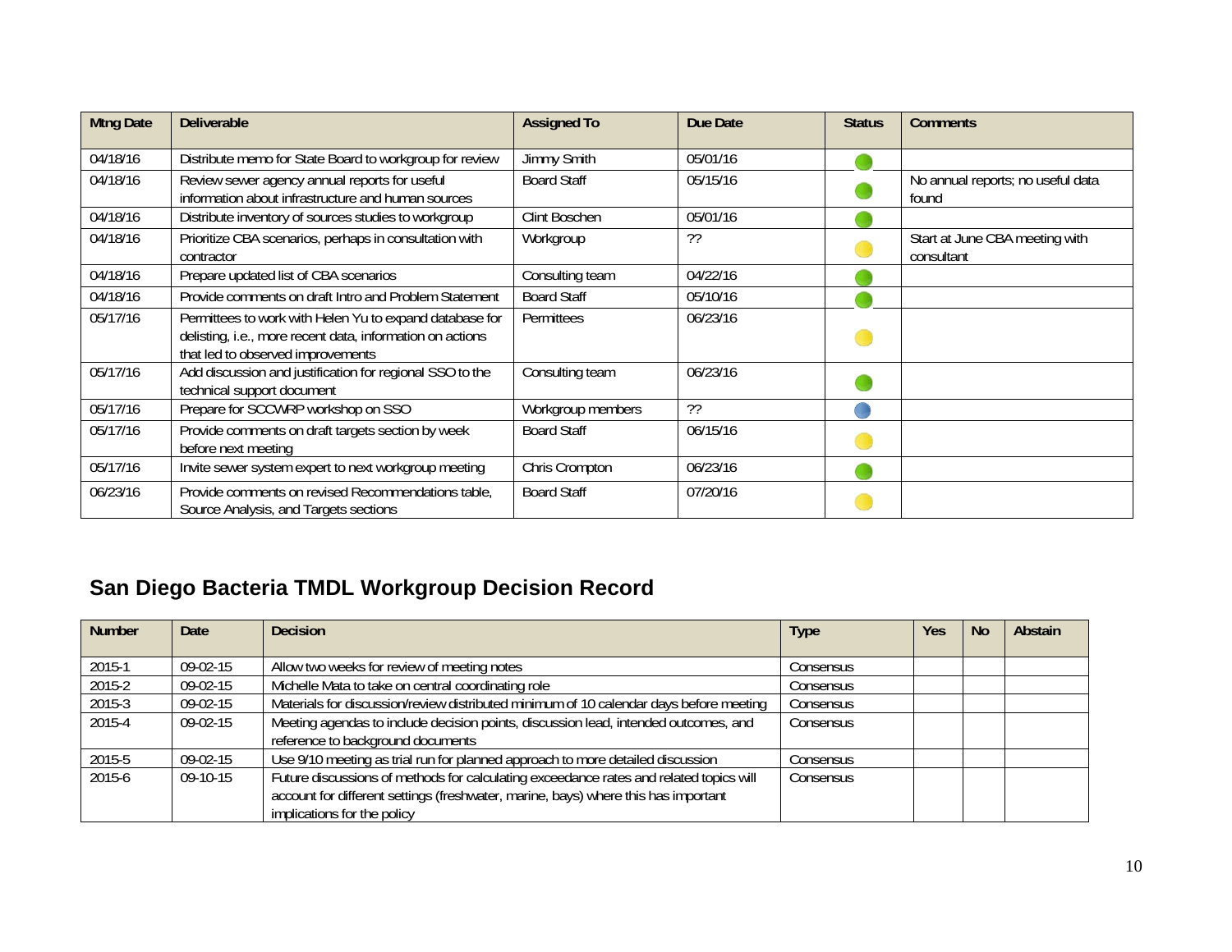| Mtng Date | Deliverable | Assigned To | Due Date | Status | Comments |
|---|---|---|---|---|---|
| 04/18/16 | Distribute memo for State Board to workgroup for review | Jimmy Smith | 05/01/16 | | |
| 04/18/16 | Review sewer agency annual reports for useful information about infrastructure and human sources | Board Staff | 05/15/16 | | No annual reports; no useful data found |
| 04/18/16 | Distribute inventory of sources studies to workgroup | Clint Boschen | 05/01/16 | | |
| 04/18/16 | Prioritize CBA scenarios, perhaps in consultation with contractor | Workgroup | ?? | | Start at June CBA meeting with consultant |
| 04/18/16 | Prepare updated list of CBA scenarios | Consulting team | 04/22/16 | | |
| 04/18/16 | Provide comments on draft Intro and Problem Statement | Board Staff | 05/10/16 | | |
| 05/17/16 | Permittees to work with Helen Yu to expand database for delisting, i.e., more recent data, information on actions that led to observed improvements | Permittees | 06/23/16 | | |
| 05/17/16 | Add discussion and justification for regional SSO to the technical support document | Consulting team | 06/23/16 | | |
| 05/17/16 | Prepare for SCCWRP workshop on SSO | Workgroup members | ?? | | |
| 05/17/16 | Provide comments on draft targets section by week before next meeting | Board Staff | 06/15/16 | | |
| 05/17/16 | Invite sewer system expert to next workgroup meeting | Chris Crompton | 06/23/16 | | |
| 06/23/16 | Provide comments on revised Recommendations table, Source Analysis, and Targets sections | Board Staff | 07/20/16 | | |

## San Diego Bacteria TMDL Workgroup Decision Record

| Number | Date | Decision | Type | Yes | No | Abstain |
|---|---|---|---|---|---|---|
| 2015-1 | 09-02-15 | Allow two weeks for review of meeting notes | Consensus | | | |
| 2015-2 | 09-02-15 | Michelle Mata to take on central coordinating role | Consensus | | | |
| 2015-3 | 09-02-15 | Materials for discussion/review distributed minimum of 10 calendar days before meeting | Consensus | | | |
| 2015-4 | 09-02-15 | Meeting agendas to include decision points, discussion lead, intended outcomes, and reference to background documents | Consensus | | | |
| 2015-5 | 09-02-15 | Use 9/10 meeting as trial run for planned approach to more detailed discussion | Consensus | | | |
| 2015-6 | 09-10-15 | Future discussions of methods for calculating exceedance rates and related topics will account for different settings (freshwater, marine, bays) where this has important implications for the policy | Consensus | | | |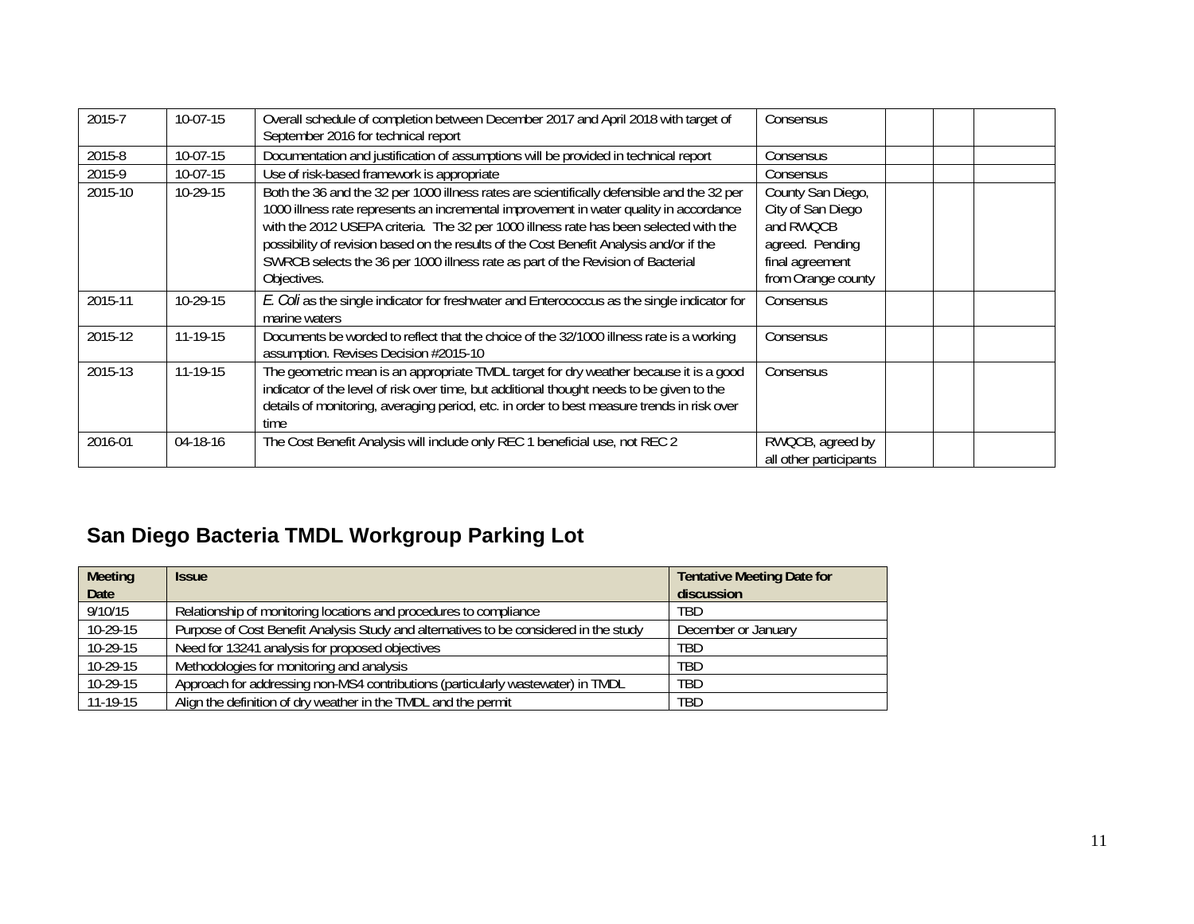| | | | | | | |
|---|---|---|---|---|---|---|
| 2015-7 | 10-07-15 | Overall schedule of completion between December 2017 and April 2018 with target of September 2016 for technical report | Consensus | | | |
| 2015-8 | 10-07-15 | Documentation and justification of assumptions will be provided in technical report | Consensus | | | |
| 2015-9 | 10-07-15 | Use of risk-based framework is appropriate | Consensus | | | |
| 2015-10 | 10-29-15 | Both the 36 and the 32 per 1000 illness rates are scientifically defensible and the 32 per 1000 illness rate represents an incremental improvement in water quality in accordance with the 2012 USEPA criteria. The 32 per 1000 illness rate has been selected with the possibility of revision based on the results of the Cost Benefit Analysis and/or if the SWRCB selects the 36 per 1000 illness rate as part of the Revision of Bacterial Objectives. | County San Diego, City of San Diego and RWQCB agreed. Pending final agreement from Orange county | | | |
| 2015-11 | 10-29-15 | *E. Coli* as the single indicator for freshwater and Enterococcus as the single indicator for marine waters | Consensus | | | |
| 2015-12 | 11-19-15 | Documents be worded to reflect that the choice of the 32/1000 illness rate is a working assumption. Revises Decision #2015-10 | Consensus | | | |
| 2015-13 | 11-19-15 | The geometric mean is an appropriate TMDL target for dry weather because it is a good indicator of the level of risk over time, but additional thought needs to be given to the details of monitoring, averaging period, etc. in order to best measure trends in risk over time | Consensus | | | |
| 2016-01 | 04-18-16 | The Cost Benefit Analysis will include only REC 1 beneficial use, not REC 2 | RWQCB, agreed by all other participants | | | |

## San Diego Bacteria TMDL Workgroup Parking Lot

| Meeting Date | Issue | Tentative Meeting Date for discussion |
|---|---|---|
| 9/10/15 | Relationship of monitoring locations and procedures to compliance | TBD |
| 10-29-15 | Purpose of Cost Benefit Analysis Study and alternatives to be considered in the study | December or January |
| 10-29-15 | Need for 13241 analysis for proposed objectives | TBD |
| 10-29-15 | Methodologies for monitoring and analysis | TBD |
| 10-29-15 | Approach for addressing non-MS4 contributions (particularly wastewater) in TMDL | TBD |
| 11-19-15 | Align the definition of dry weather in the TMDL and the permit | TBD |